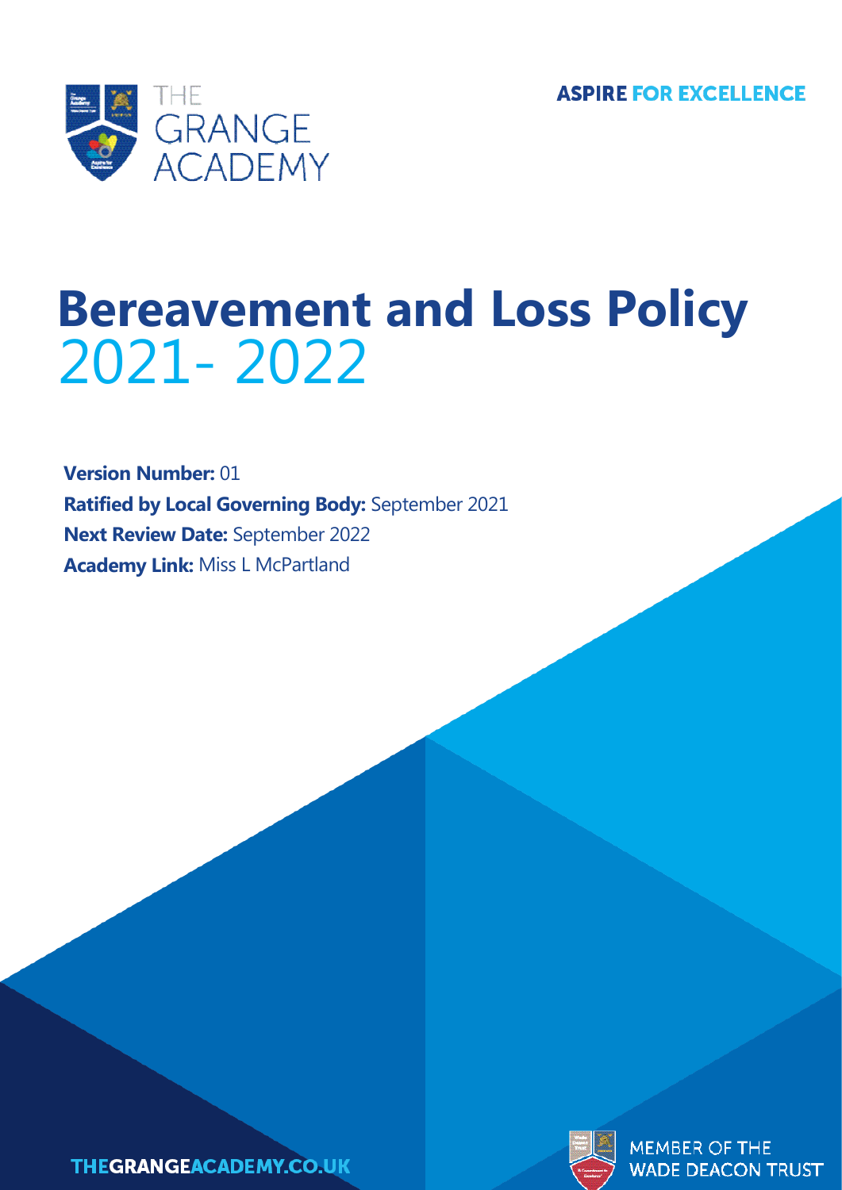THE GRANGE ACADEMY

ASPIRE FOR EXCELLENCE

# Bereavement and Loss Policy 2021- 2022

**Version Number:** 01

**Ratified by Local Governing Body:** September 2021

**Next Review Date:** September 2022

**Academy Link:** Miss L McPartland

THEGRANGEACADEMY.CO.UK

MEMBER OF THE WADE DEACON TRUST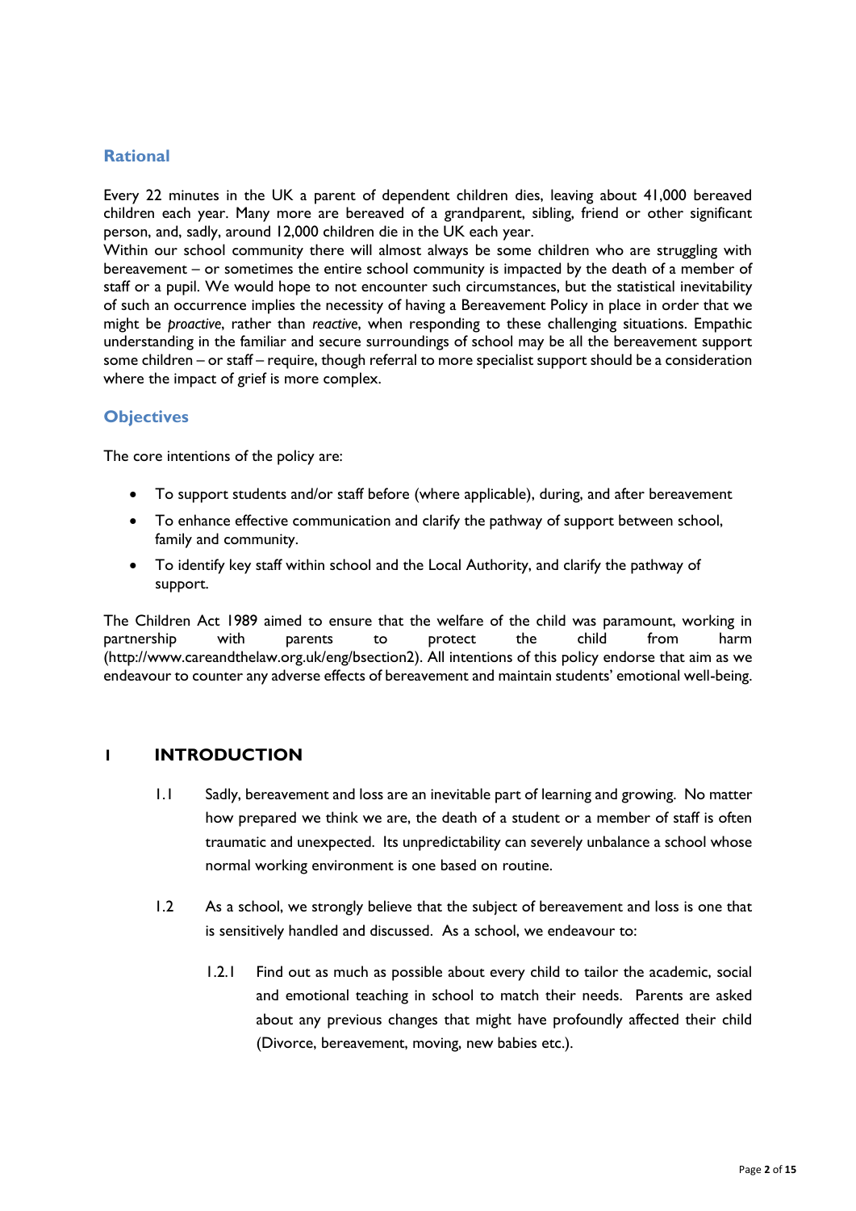## Rational

Every 22 minutes in the UK a parent of dependent children dies, leaving about 41,000 bereaved children each year. Many more are bereaved of a grandparent, sibling, friend or other significant person, and, sadly, around 12,000 children die in the UK each year.
Within our school community there will almost always be some children who are struggling with bereavement – or sometimes the entire school community is impacted by the death of a member of staff or a pupil. We would hope to not encounter such circumstances, but the statistical inevitability of such an occurrence implies the necessity of having a Bereavement Policy in place in order that we might be *proactive*, rather than *reactive*, when responding to these challenging situations. Empathic understanding in the familiar and secure surroundings of school may be all the bereavement support some children – or staff – require, though referral to more specialist support should be a consideration where the impact of grief is more complex.

## Objectives

The core intentions of the policy are:

- To support students and/or staff before (where applicable), during, and after bereavement
- To enhance effective communication and clarify the pathway of support between school, family and community.
- To identify key staff within school and the Local Authority, and clarify the pathway of support.

The Children Act 1989 aimed to ensure that the welfare of the child was paramount, working in partnership with parents to protect the child from harm (http://www.careandthelaw.org.uk/eng/bsection2). All intentions of this policy endorse that aim as we endeavour to counter any adverse effects of bereavement and maintain students' emotional well-being.

## 1 INTRODUCTION

1.1 Sadly, bereavement and loss are an inevitable part of learning and growing. No matter how prepared we think we are, the death of a student or a member of staff is often traumatic and unexpected. Its unpredictability can severely unbalance a school whose normal working environment is one based on routine.

1.2 As a school, we strongly believe that the subject of bereavement and loss is one that is sensitively handled and discussed. As a school, we endeavour to:

1.2.1 Find out as much as possible about every child to tailor the academic, social and emotional teaching in school to match their needs. Parents are asked about any previous changes that might have profoundly affected their child (Divorce, bereavement, moving, new babies etc.).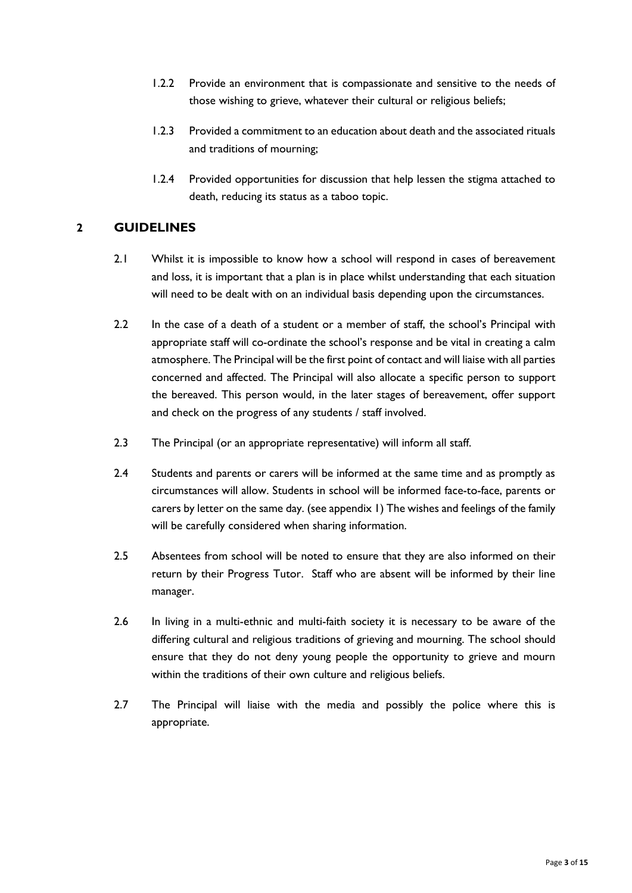1.2.2 Provide an environment that is compassionate and sensitive to the needs of those wishing to grieve, whatever their cultural or religious beliefs;

1.2.3 Provided a commitment to an education about death and the associated rituals and traditions of mourning;

1.2.4 Provided opportunities for discussion that help lessen the stigma attached to death, reducing its status as a taboo topic.

## 2 GUIDELINES

2.1 Whilst it is impossible to know how a school will respond in cases of bereavement and loss, it is important that a plan is in place whilst understanding that each situation will need to be dealt with on an individual basis depending upon the circumstances.

2.2 In the case of a death of a student or a member of staff, the school's Principal with appropriate staff will co-ordinate the school's response and be vital in creating a calm atmosphere. The Principal will be the first point of contact and will liaise with all parties concerned and affected. The Principal will also allocate a specific person to support the bereaved. This person would, in the later stages of bereavement, offer support and check on the progress of any students / staff involved.

2.3 The Principal (or an appropriate representative) will inform all staff.

2.4 Students and parents or carers will be informed at the same time and as promptly as circumstances will allow. Students in school will be informed face-to-face, parents or carers by letter on the same day. (see appendix 1) The wishes and feelings of the family will be carefully considered when sharing information.

2.5 Absentees from school will be noted to ensure that they are also informed on their return by their Progress Tutor. Staff who are absent will be informed by their line manager.

2.6 In living in a multi-ethnic and multi-faith society it is necessary to be aware of the differing cultural and religious traditions of grieving and mourning. The school should ensure that they do not deny young people the opportunity to grieve and mourn within the traditions of their own culture and religious beliefs.

2.7 The Principal will liaise with the media and possibly the police where this is appropriate.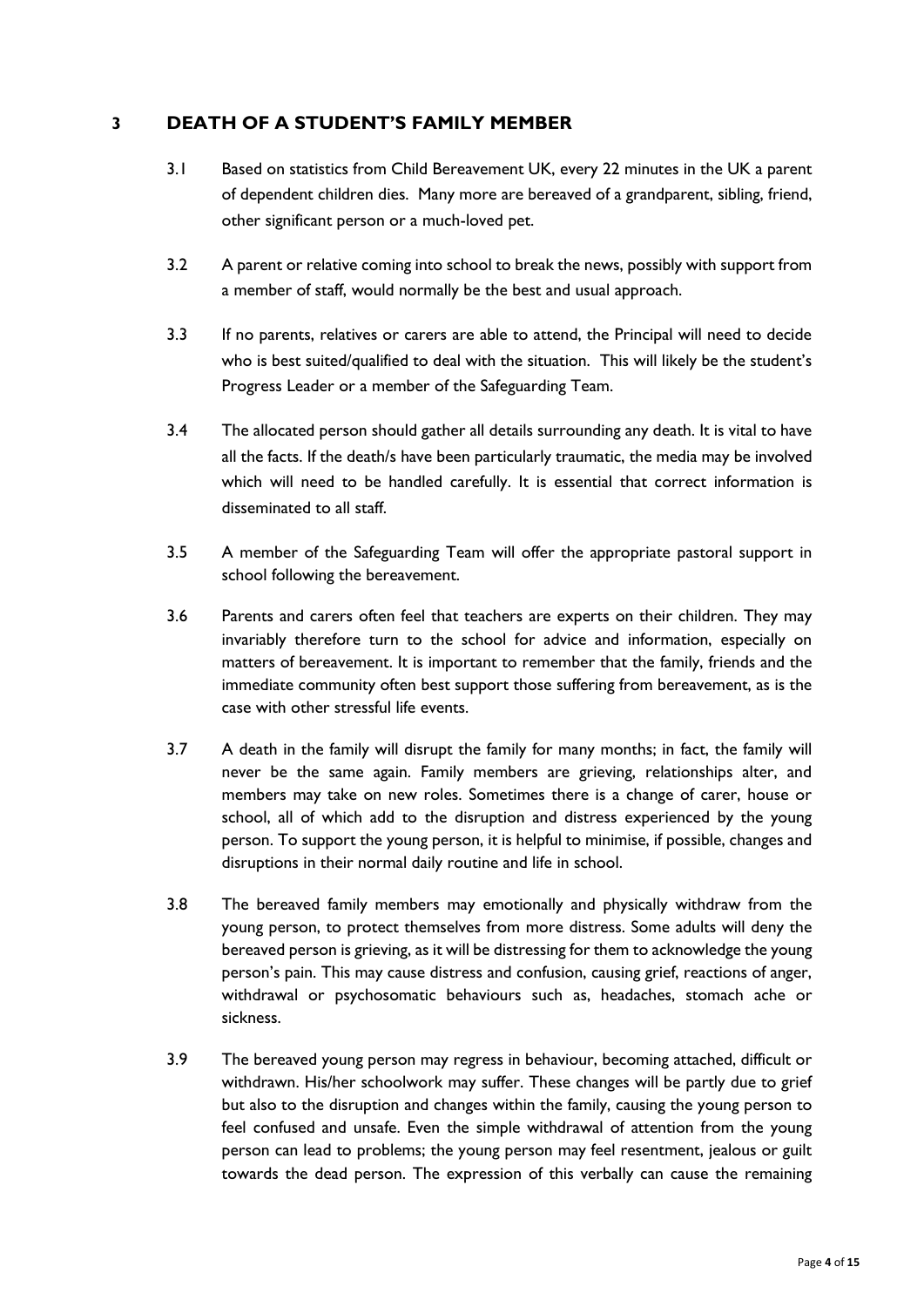## 3 DEATH OF A STUDENT'S FAMILY MEMBER

3.1 Based on statistics from Child Bereavement UK, every 22 minutes in the UK a parent of dependent children dies. Many more are bereaved of a grandparent, sibling, friend, other significant person or a much-loved pet.

3.2 A parent or relative coming into school to break the news, possibly with support from a member of staff, would normally be the best and usual approach.

3.3 If no parents, relatives or carers are able to attend, the Principal will need to decide who is best suited/qualified to deal with the situation. This will likely be the student's Progress Leader or a member of the Safeguarding Team.

3.4 The allocated person should gather all details surrounding any death. It is vital to have all the facts. If the death/s have been particularly traumatic, the media may be involved which will need to be handled carefully. It is essential that correct information is disseminated to all staff.

3.5 A member of the Safeguarding Team will offer the appropriate pastoral support in school following the bereavement.

3.6 Parents and carers often feel that teachers are experts on their children. They may invariably therefore turn to the school for advice and information, especially on matters of bereavement. It is important to remember that the family, friends and the immediate community often best support those suffering from bereavement, as is the case with other stressful life events.

3.7 A death in the family will disrupt the family for many months; in fact, the family will never be the same again. Family members are grieving, relationships alter, and members may take on new roles. Sometimes there is a change of carer, house or school, all of which add to the disruption and distress experienced by the young person. To support the young person, it is helpful to minimise, if possible, changes and disruptions in their normal daily routine and life in school.

3.8 The bereaved family members may emotionally and physically withdraw from the young person, to protect themselves from more distress. Some adults will deny the bereaved person is grieving, as it will be distressing for them to acknowledge the young person's pain. This may cause distress and confusion, causing grief, reactions of anger, withdrawal or psychosomatic behaviours such as, headaches, stomach ache or sickness.

3.9 The bereaved young person may regress in behaviour, becoming attached, difficult or withdrawn. His/her schoolwork may suffer. These changes will be partly due to grief but also to the disruption and changes within the family, causing the young person to feel confused and unsafe. Even the simple withdrawal of attention from the young person can lead to problems; the young person may feel resentment, jealous or guilt towards the dead person. The expression of this verbally can cause the remaining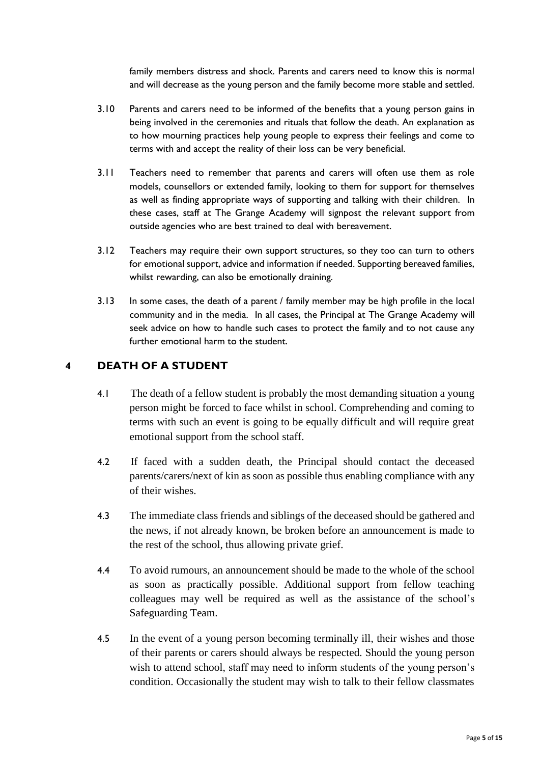family members distress and shock. Parents and carers need to know this is normal and will decrease as the young person and the family become more stable and settled.

3.10 Parents and carers need to be informed of the benefits that a young person gains in being involved in the ceremonies and rituals that follow the death. An explanation as to how mourning practices help young people to express their feelings and come to terms with and accept the reality of their loss can be very beneficial.

3.11 Teachers need to remember that parents and carers will often use them as role models, counsellors or extended family, looking to them for support for themselves as well as finding appropriate ways of supporting and talking with their children. In these cases, staff at The Grange Academy will signpost the relevant support from outside agencies who are best trained to deal with bereavement.

3.12 Teachers may require their own support structures, so they too can turn to others for emotional support, advice and information if needed. Supporting bereaved families, whilst rewarding, can also be emotionally draining.

3.13 In some cases, the death of a parent / family member may be high profile in the local community and in the media. In all cases, the Principal at The Grange Academy will seek advice on how to handle such cases to protect the family and to not cause any further emotional harm to the student.

## 4 DEATH OF A STUDENT

4.1 The death of a fellow student is probably the most demanding situation a young person might be forced to face whilst in school. Comprehending and coming to terms with such an event is going to be equally difficult and will require great emotional support from the school staff.

4.2 If faced with a sudden death, the Principal should contact the deceased parents/carers/next of kin as soon as possible thus enabling compliance with any of their wishes.

4.3 The immediate class friends and siblings of the deceased should be gathered and the news, if not already known, be broken before an announcement is made to the rest of the school, thus allowing private grief.

4.4 To avoid rumours, an announcement should be made to the whole of the school as soon as practically possible. Additional support from fellow teaching colleagues may well be required as well as the assistance of the school's Safeguarding Team.

4.5 In the event of a young person becoming terminally ill, their wishes and those of their parents or carers should always be respected. Should the young person wish to attend school, staff may need to inform students of the young person's condition. Occasionally the student may wish to talk to their fellow classmates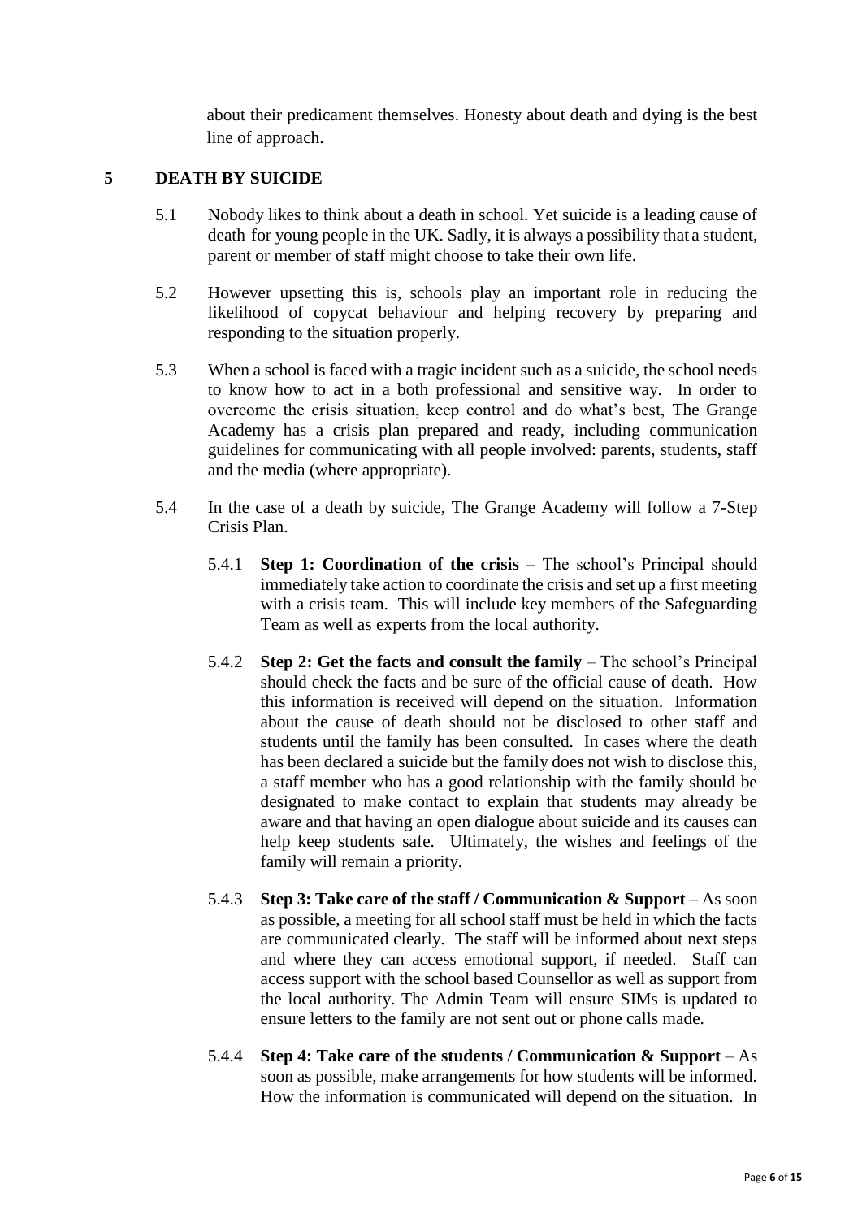about their predicament themselves. Honesty about death and dying is the best line of approach.

## 5 DEATH BY SUICIDE

5.1 Nobody likes to think about a death in school. Yet suicide is a leading cause of death for young people in the UK. Sadly, it is always a possibility that a student, parent or member of staff might choose to take their own life.

5.2 However upsetting this is, schools play an important role in reducing the likelihood of copycat behaviour and helping recovery by preparing and responding to the situation properly.

5.3 When a school is faced with a tragic incident such as a suicide, the school needs to know how to act in a both professional and sensitive way. In order to overcome the crisis situation, keep control and do what's best, The Grange Academy has a crisis plan prepared and ready, including communication guidelines for communicating with all people involved: parents, students, staff and the media (where appropriate).

5.4 In the case of a death by suicide, The Grange Academy will follow a 7-Step Crisis Plan.

5.4.1 **Step 1: Coordination of the crisis** – The school's Principal should immediately take action to coordinate the crisis and set up a first meeting with a crisis team. This will include key members of the Safeguarding Team as well as experts from the local authority.

5.4.2 **Step 2: Get the facts and consult the family** – The school's Principal should check the facts and be sure of the official cause of death. How this information is received will depend on the situation. Information about the cause of death should not be disclosed to other staff and students until the family has been consulted. In cases where the death has been declared a suicide but the family does not wish to disclose this, a staff member who has a good relationship with the family should be designated to make contact to explain that students may already be aware and that having an open dialogue about suicide and its causes can help keep students safe. Ultimately, the wishes and feelings of the family will remain a priority.

5.4.3 **Step 3: Take care of the staff / Communication & Support** – As soon as possible, a meeting for all school staff must be held in which the facts are communicated clearly. The staff will be informed about next steps and where they can access emotional support, if needed. Staff can access support with the school based Counsellor as well as support from the local authority. The Admin Team will ensure SIMs is updated to ensure letters to the family are not sent out or phone calls made.

5.4.4 **Step 4: Take care of the students / Communication & Support** – As soon as possible, make arrangements for how students will be informed. How the information is communicated will depend on the situation. In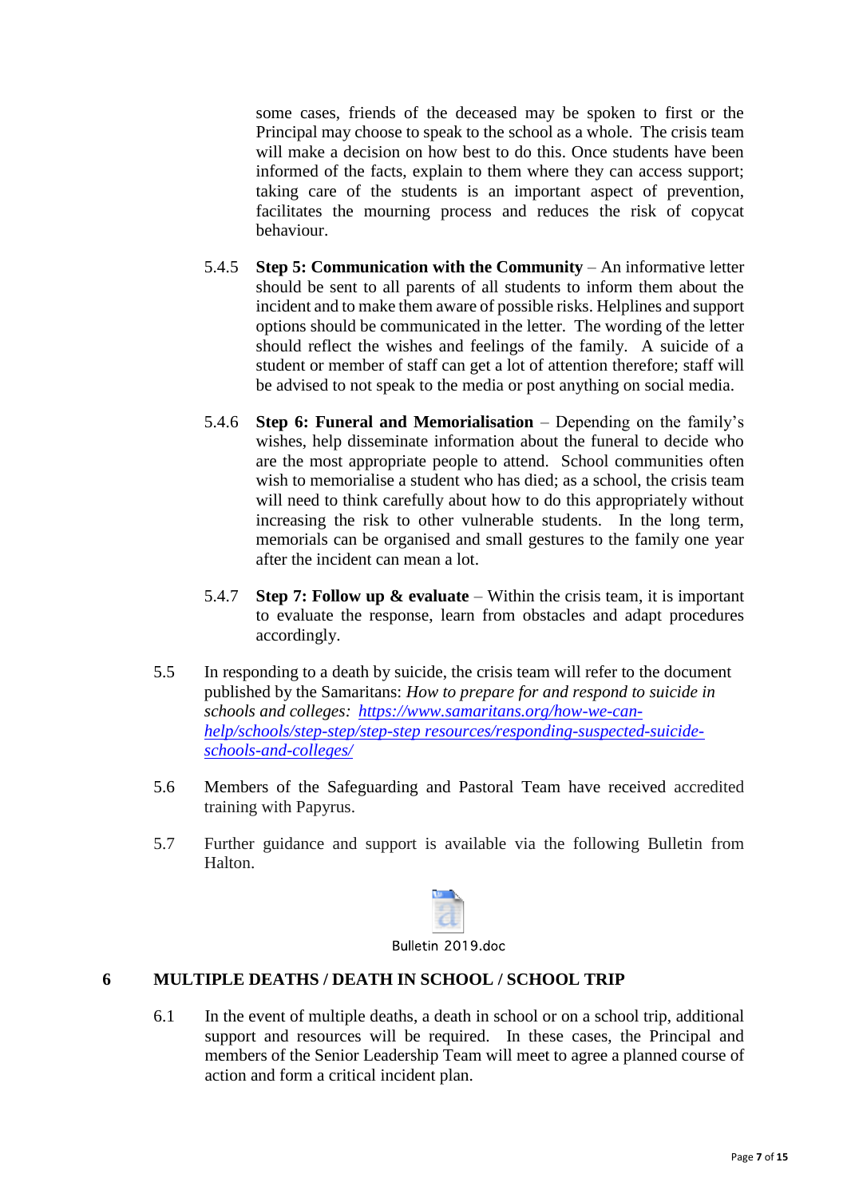some cases, friends of the deceased may be spoken to first or the Principal may choose to speak to the school as a whole. The crisis team will make a decision on how best to do this. Once students have been informed of the facts, explain to them where they can access support; taking care of the students is an important aspect of prevention, facilitates the mourning process and reduces the risk of copycat behaviour.

5.4.5 **Step 5: Communication with the Community** – An informative letter should be sent to all parents of all students to inform them about the incident and to make them aware of possible risks. Helplines and support options should be communicated in the letter. The wording of the letter should reflect the wishes and feelings of the family. A suicide of a student or member of staff can get a lot of attention therefore; staff will be advised to not speak to the media or post anything on social media.

5.4.6 **Step 6: Funeral and Memorialisation** – Depending on the family's wishes, help disseminate information about the funeral to decide who are the most appropriate people to attend. School communities often wish to memorialise a student who has died; as a school, the crisis team will need to think carefully about how to do this appropriately without increasing the risk to other vulnerable students. In the long term, memorials can be organised and small gestures to the family one year after the incident can mean a lot.

5.4.7 **Step 7: Follow up & evaluate** – Within the crisis team, it is important to evaluate the response, learn from obstacles and adapt procedures accordingly.

5.5 In responding to a death by suicide, the crisis team will refer to the document published by the Samaritans: *How to prepare for and respond to suicide in schools and colleges:* [https://www.samaritans.org/how-we-can-help/schools/step-step/step-step resources/responding-suspected-suicide-schools-and-colleges/](https://www.samaritans.org/how-we-can-help/schools/step-step/step-step-resources/responding-suspected-suicide-schools-and-colleges/)

5.6 Members of the Safeguarding and Pastoral Team have received accredited training with Papyrus.

5.7 Further guidance and support is available via the following Bulletin from Halton.

Bulletin 2019.doc

## 6 MULTIPLE DEATHS / DEATH IN SCHOOL / SCHOOL TRIP

6.1 In the event of multiple deaths, a death in school or on a school trip, additional support and resources will be required. In these cases, the Principal and members of the Senior Leadership Team will meet to agree a planned course of action and form a critical incident plan.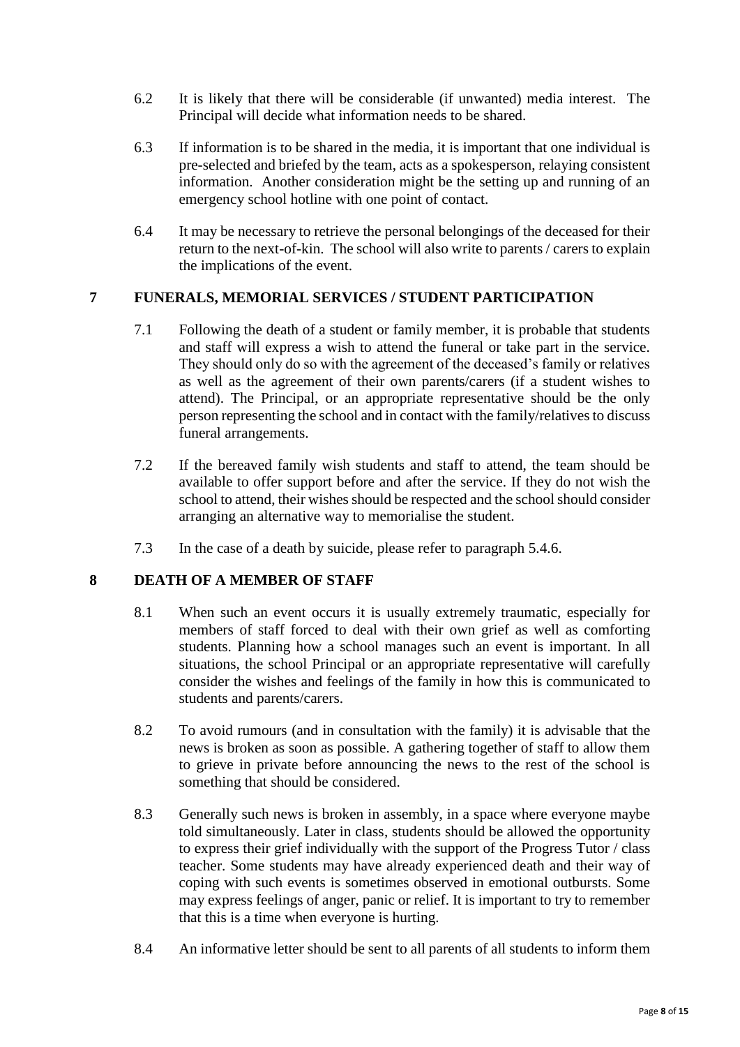6.2 It is likely that there will be considerable (if unwanted) media interest. The Principal will decide what information needs to be shared.

6.3 If information is to be shared in the media, it is important that one individual is pre-selected and briefed by the team, acts as a spokesperson, relaying consistent information. Another consideration might be the setting up and running of an emergency school hotline with one point of contact.

6.4 It may be necessary to retrieve the personal belongings of the deceased for their return to the next-of-kin. The school will also write to parents / carers to explain the implications of the event.

## 7 FUNERALS, MEMORIAL SERVICES / STUDENT PARTICIPATION

7.1 Following the death of a student or family member, it is probable that students and staff will express a wish to attend the funeral or take part in the service. They should only do so with the agreement of the deceased's family or relatives as well as the agreement of their own parents/carers (if a student wishes to attend). The Principal, or an appropriate representative should be the only person representing the school and in contact with the family/relatives to discuss funeral arrangements.

7.2 If the bereaved family wish students and staff to attend, the team should be available to offer support before and after the service. If they do not wish the school to attend, their wishes should be respected and the school should consider arranging an alternative way to memorialise the student.

7.3 In the case of a death by suicide, please refer to paragraph 5.4.6.

## 8 DEATH OF A MEMBER OF STAFF

8.1 When such an event occurs it is usually extremely traumatic, especially for members of staff forced to deal with their own grief as well as comforting students. Planning how a school manages such an event is important. In all situations, the school Principal or an appropriate representative will carefully consider the wishes and feelings of the family in how this is communicated to students and parents/carers.

8.2 To avoid rumours (and in consultation with the family) it is advisable that the news is broken as soon as possible. A gathering together of staff to allow them to grieve in private before announcing the news to the rest of the school is something that should be considered.

8.3 Generally such news is broken in assembly, in a space where everyone maybe told simultaneously. Later in class, students should be allowed the opportunity to express their grief individually with the support of the Progress Tutor / class teacher. Some students may have already experienced death and their way of coping with such events is sometimes observed in emotional outbursts. Some may express feelings of anger, panic or relief. It is important to try to remember that this is a time when everyone is hurting.

8.4 An informative letter should be sent to all parents of all students to inform them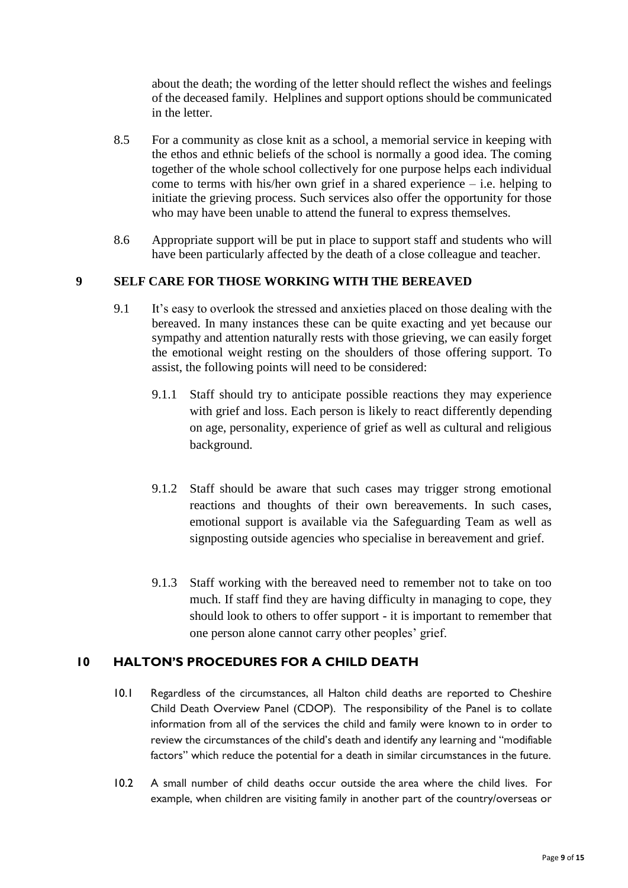about the death; the wording of the letter should reflect the wishes and feelings of the deceased family. Helplines and support options should be communicated in the letter.

8.5 For a community as close knit as a school, a memorial service in keeping with the ethos and ethnic beliefs of the school is normally a good idea. The coming together of the whole school collectively for one purpose helps each individual come to terms with his/her own grief in a shared experience – i.e. helping to initiate the grieving process. Such services also offer the opportunity for those who may have been unable to attend the funeral to express themselves.

8.6 Appropriate support will be put in place to support staff and students who will have been particularly affected by the death of a close colleague and teacher.

## 9 SELF CARE FOR THOSE WORKING WITH THE BEREAVED

9.1 It's easy to overlook the stressed and anxieties placed on those dealing with the bereaved. In many instances these can be quite exacting and yet because our sympathy and attention naturally rests with those grieving, we can easily forget the emotional weight resting on the shoulders of those offering support. To assist, the following points will need to be considered:

9.1.1 Staff should try to anticipate possible reactions they may experience with grief and loss. Each person is likely to react differently depending on age, personality, experience of grief as well as cultural and religious background.

9.1.2 Staff should be aware that such cases may trigger strong emotional reactions and thoughts of their own bereavements. In such cases, emotional support is available via the Safeguarding Team as well as signposting outside agencies who specialise in bereavement and grief.

9.1.3 Staff working with the bereaved need to remember not to take on too much. If staff find they are having difficulty in managing to cope, they should look to others to offer support - it is important to remember that one person alone cannot carry other peoples' grief.

## 10 HALTON'S PROCEDURES FOR A CHILD DEATH

10.1 Regardless of the circumstances, all Halton child deaths are reported to Cheshire Child Death Overview Panel (CDOP). The responsibility of the Panel is to collate information from all of the services the child and family were known to in order to review the circumstances of the child's death and identify any learning and "modifiable factors" which reduce the potential for a death in similar circumstances in the future.

10.2 A small number of child deaths occur outside the area where the child lives. For example, when children are visiting family in another part of the country/overseas or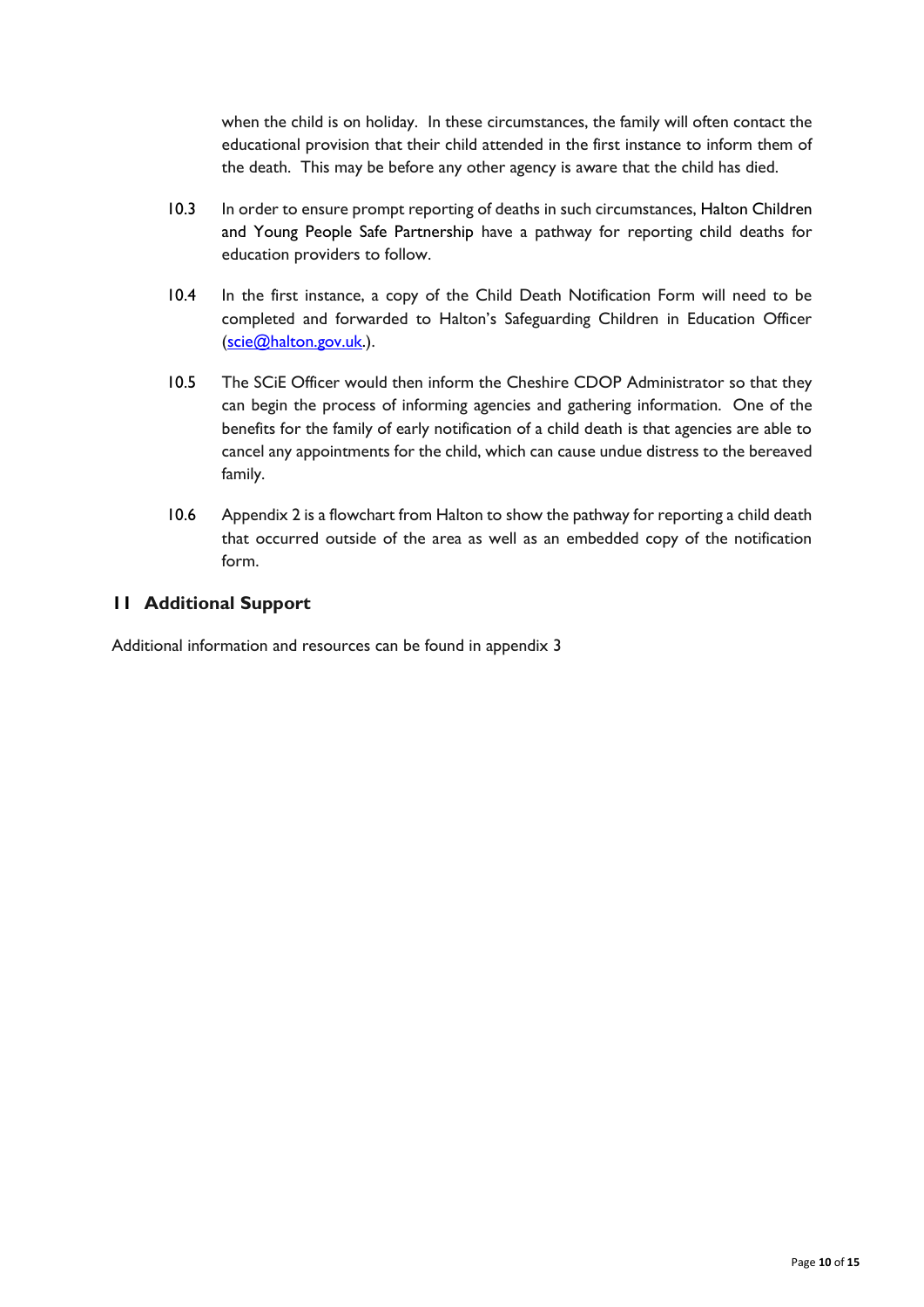when the child is on holiday. In these circumstances, the family will often contact the educational provision that their child attended in the first instance to inform them of the death. This may be before any other agency is aware that the child has died.

10.3 In order to ensure prompt reporting of deaths in such circumstances, Halton Children and Young People Safe Partnership have a pathway for reporting child deaths for education providers to follow.

10.4 In the first instance, a copy of the Child Death Notification Form will need to be completed and forwarded to Halton's Safeguarding Children in Education Officer (scie@halton.gov.uk.).

10.5 The SCiE Officer would then inform the Cheshire CDOP Administrator so that they can begin the process of informing agencies and gathering information. One of the benefits for the family of early notification of a child death is that agencies are able to cancel any appointments for the child, which can cause undue distress to the bereaved family.

10.6 Appendix 2 is a flowchart from Halton to show the pathway for reporting a child death that occurred outside of the area as well as an embedded copy of the notification form.

## 11 Additional Support

Additional information and resources can be found in appendix 3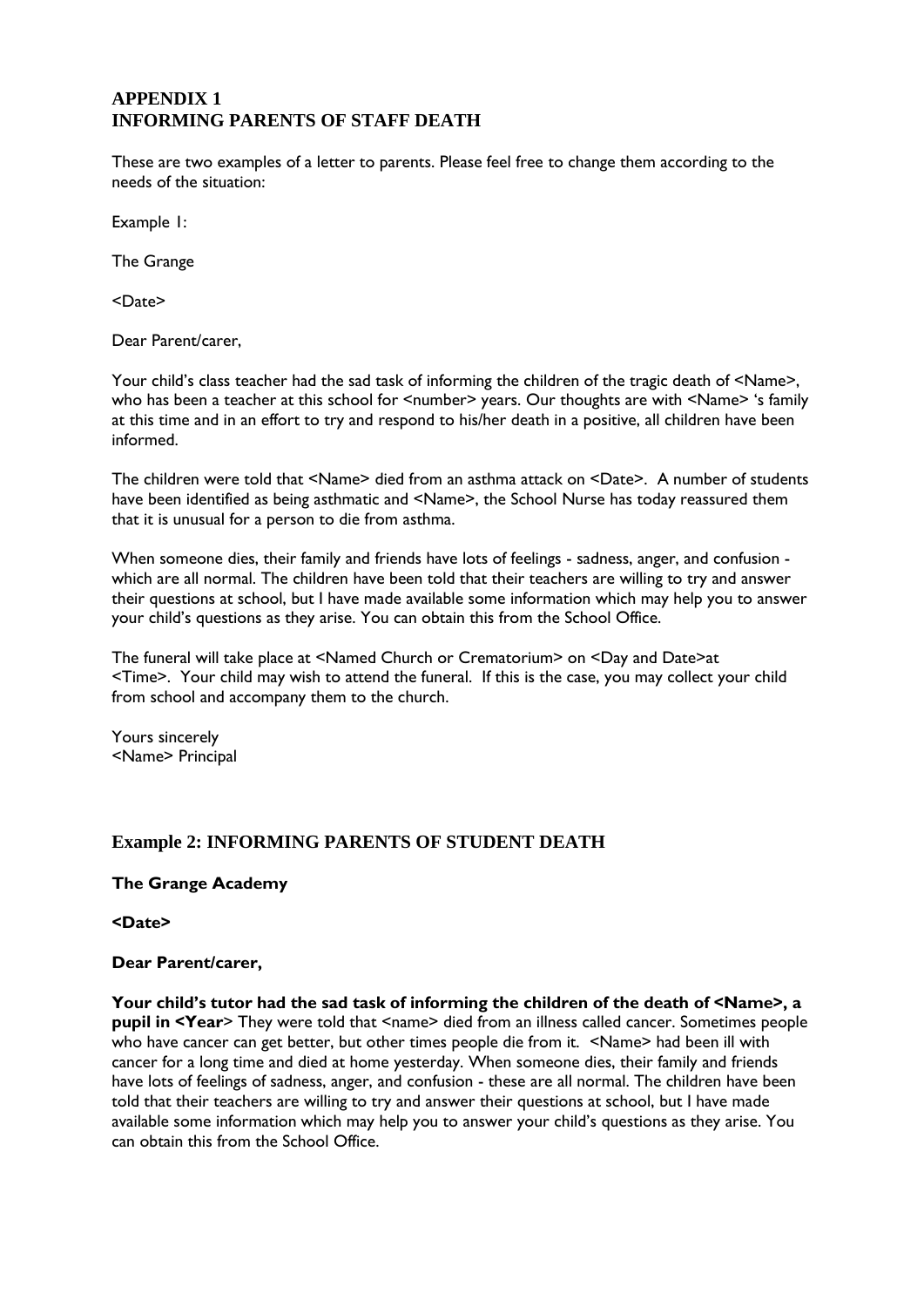## APPENDIX 1
## INFORMING PARENTS OF STAFF DEATH

These are two examples of a letter to parents. Please feel free to change them according to the needs of the situation:

Example 1:

The Grange

<Date>

Dear Parent/carer,

Your child's class teacher had the sad task of informing the children of the tragic death of <Name>, who has been a teacher at this school for <number> years. Our thoughts are with <Name> 's family at this time and in an effort to try and respond to his/her death in a positive, all children have been informed.

The children were told that <Name> died from an asthma attack on <Date>. A number of students have been identified as being asthmatic and <Name>, the School Nurse has today reassured them that it is unusual for a person to die from asthma.

When someone dies, their family and friends have lots of feelings - sadness, anger, and confusion - which are all normal. The children have been told that their teachers are willing to try and answer their questions at school, but I have made available some information which may help you to answer your child's questions as they arise. You can obtain this from the School Office.

The funeral will take place at <Named Church or Crematorium> on <Day and Date>at <Time>. Your child may wish to attend the funeral. If this is the case, you may collect your child from school and accompany them to the church.

Yours sincerely
<Name> Principal

### Example 2: INFORMING PARENTS OF STUDENT DEATH

**The Grange Academy**

**<Date>**

**Dear Parent/carer,**

**Your child's tutor had the sad task of informing the children of the death of <Name>, a pupil in <Year**> They were told that <name> died from an illness called cancer. Sometimes people who have cancer can get better, but other times people die from it. <Name> had been ill with cancer for a long time and died at home yesterday. When someone dies, their family and friends have lots of feelings of sadness, anger, and confusion - these are all normal. The children have been told that their teachers are willing to try and answer their questions at school, but I have made available some information which may help you to answer your child's questions as they arise. You can obtain this from the School Office.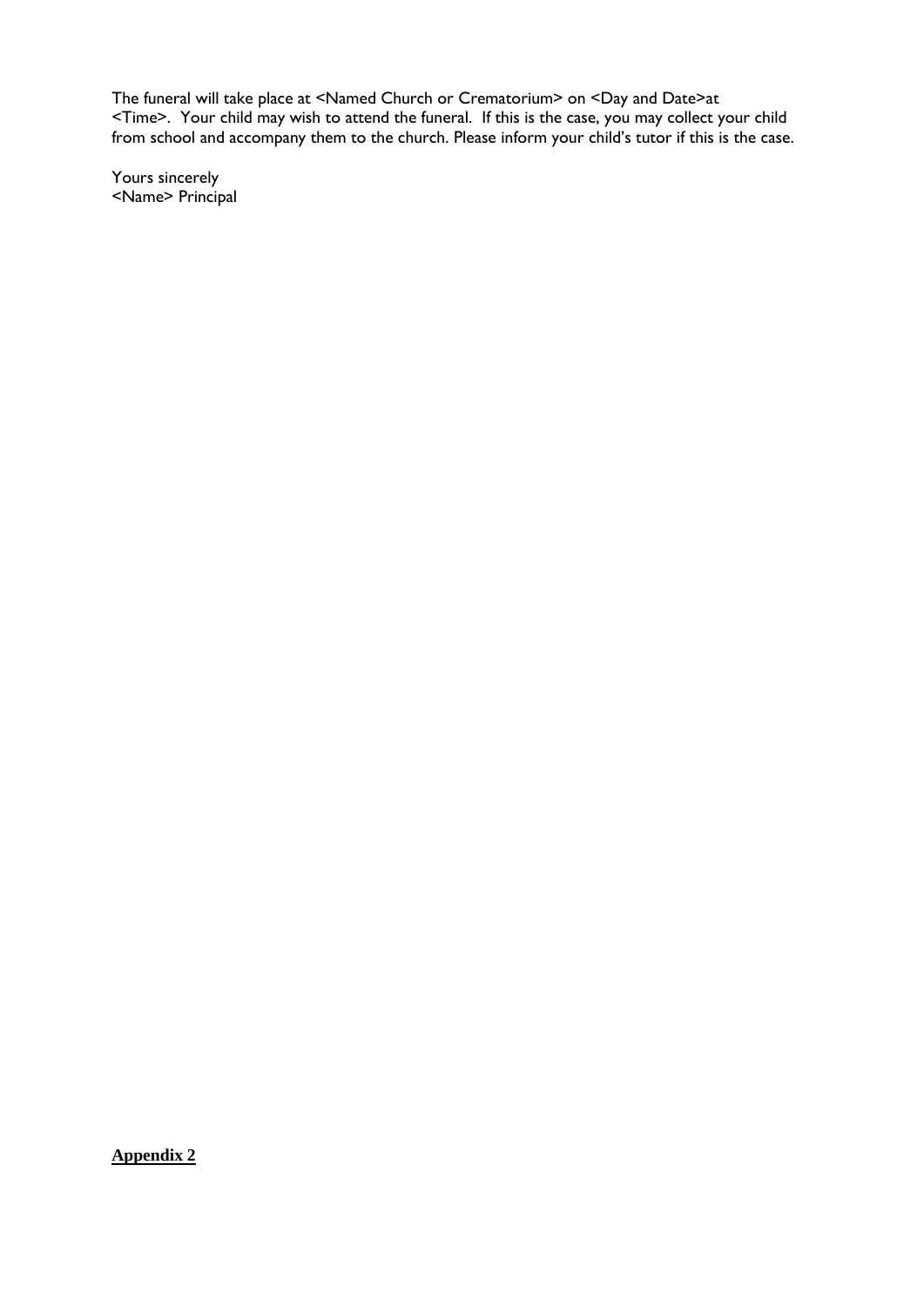The funeral will take place at <Named Church or Crematorium> on <Day and Date>at <Time>. Your child may wish to attend the funeral. If this is the case, you may collect your child from school and accompany them to the church. Please inform your child's tutor if this is the case.

Yours sincerely
<Name> Principal

**Appendix 2**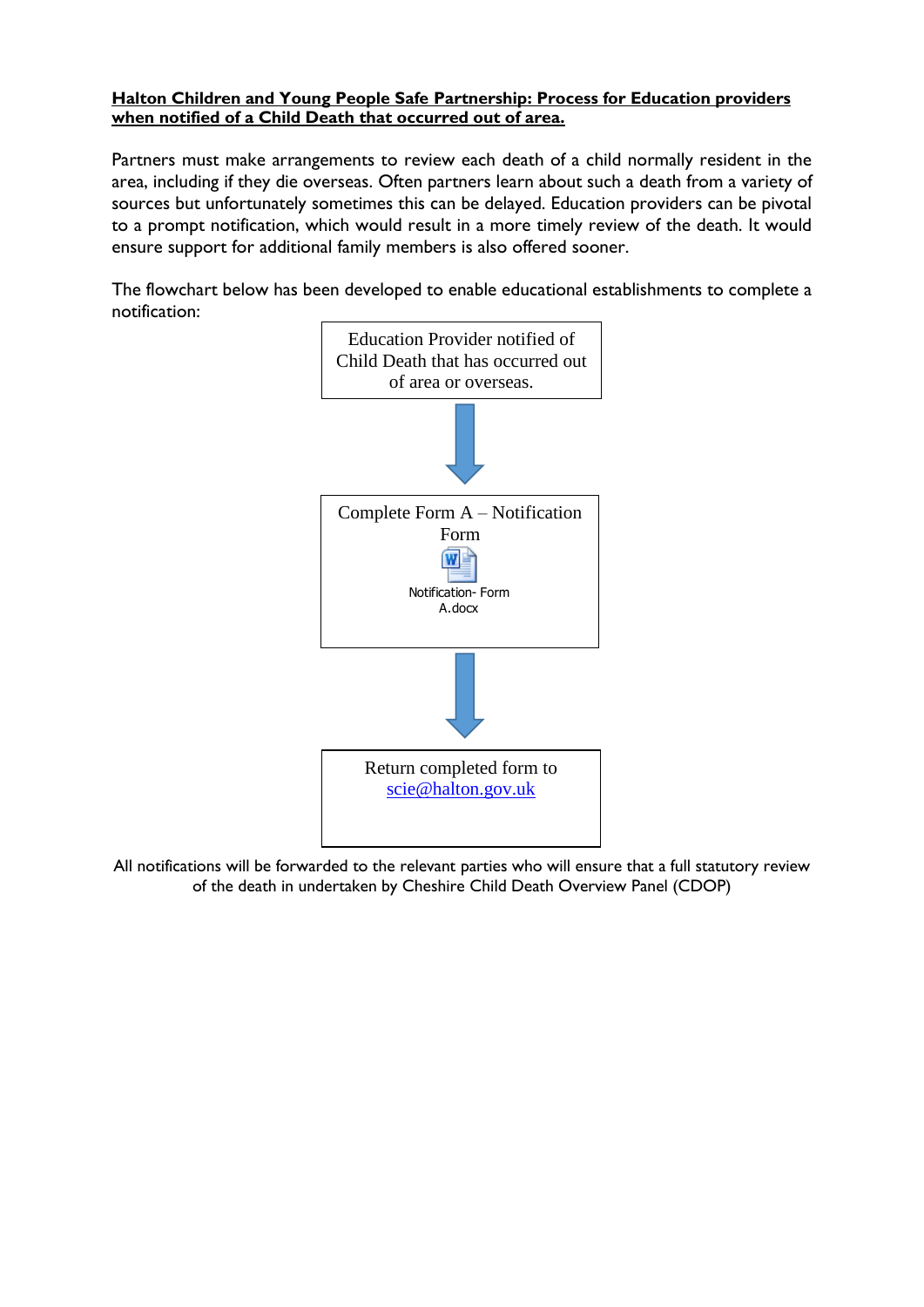**Halton Children and Young People Safe Partnership: Process for Education providers when notified of a Child Death that occurred out of area.**

Partners must make arrangements to review each death of a child normally resident in the area, including if they die overseas. Often partners learn about such a death from a variety of sources but unfortunately sometimes this can be delayed. Education providers can be pivotal to a prompt notification, which would result in a more timely review of the death. It would ensure support for additional family members is also offered sooner.

The flowchart below has been developed to enable educational establishments to complete a notification:

Education Provider notified of Child Death that has occurred out of area or overseas.

↓

Complete Form A – Notification Form

Notification- Form A.docx

↓

Return completed form to scie@halton.gov.uk

All notifications will be forwarded to the relevant parties who will ensure that a full statutory review of the death in undertaken by Cheshire Child Death Overview Panel (CDOP)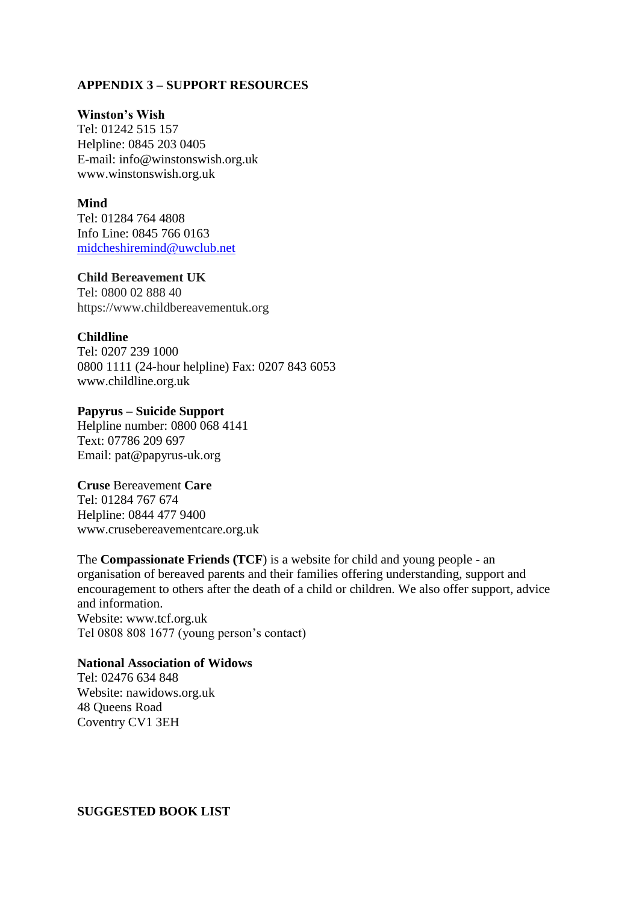## APPENDIX 3 – SUPPORT RESOURCES

**Winston's Wish**
Tel: 01242 515 157
Helpline: 0845 203 0405
E-mail: info@winstonswish.org.uk
www.winstonswish.org.uk

**Mind**
Tel: 01284 764 4808
Info Line: 0845 766 0163
midcheshiremind@uwclub.net

**Child Bereavement UK**
Tel: 0800 02 888 40
https://www.childbereavementuk.org

**Childline**
Tel: 0207 239 1000
0800 1111 (24-hour helpline) Fax: 0207 843 6053
www.childline.org.uk

**Papyrus – Suicide Support**
Helpline number: 0800 068 4141
Text: 07786 209 697
Email: pat@papyrus-uk.org

**Cruse** Bereavement **Care**
Tel: 01284 767 674
Helpline: 0844 477 9400
www.crusebereavementcare.org.uk

The **Compassionate Friends (TCF**) is a website for child and young people - an organisation of bereaved parents and their families offering understanding, support and encouragement to others after the death of a child or children. We also offer support, advice and information.
Website: www.tcf.org.uk
Tel 0808 808 1677 (young person's contact)

**National Association of Widows**
Tel: 02476 634 848
Website: nawidows.org.uk
48 Queens Road
Coventry CV1 3EH

**SUGGESTED BOOK LIST**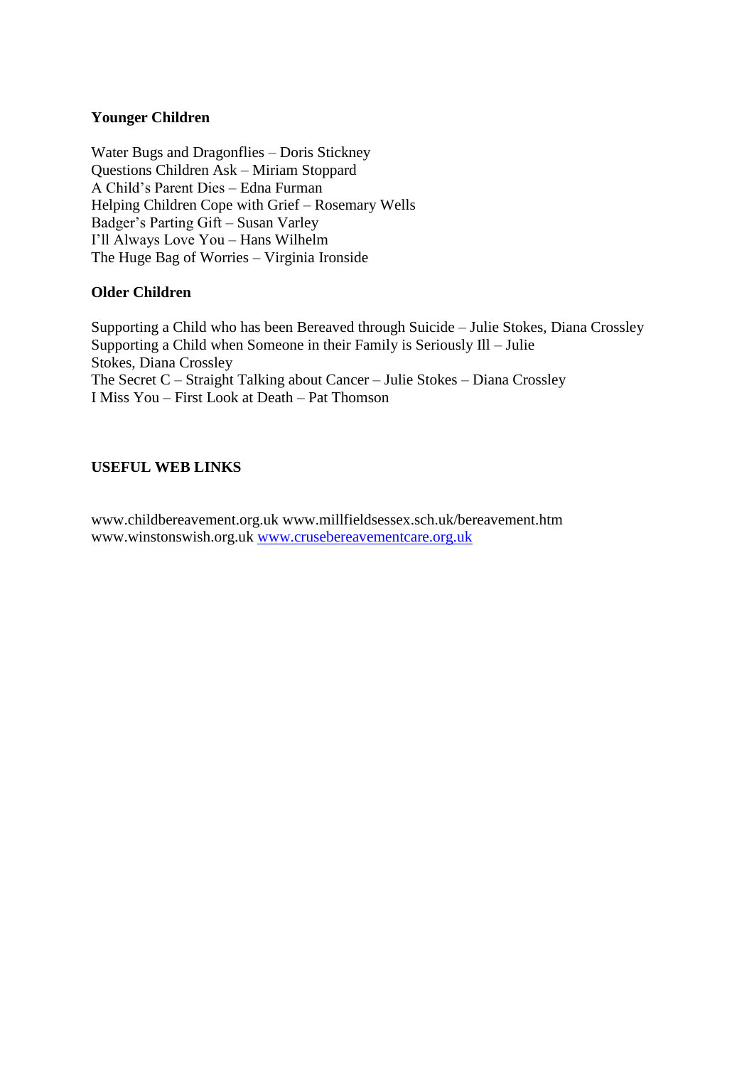**Younger Children**

Water Bugs and Dragonflies – Doris Stickney
Questions Children Ask – Miriam Stoppard
A Child's Parent Dies – Edna Furman
Helping Children Cope with Grief – Rosemary Wells
Badger's Parting Gift – Susan Varley
I'll Always Love You – Hans Wilhelm
The Huge Bag of Worries – Virginia Ironside

**Older Children**

Supporting a Child who has been Bereaved through Suicide – Julie Stokes, Diana Crossley
Supporting a Child when Someone in their Family is Seriously Ill – Julie Stokes, Diana Crossley
The Secret C – Straight Talking about Cancer – Julie Stokes – Diana Crossley
I Miss You – First Look at Death – Pat Thomson

**USEFUL WEB LINKS**

www.childbereavement.org.uk www.millfieldsessex.sch.uk/bereavement.htm
www.winstonswish.org.uk [www.crusebereavementcare.org.uk](http://www.crusebereavementcare.org.uk)